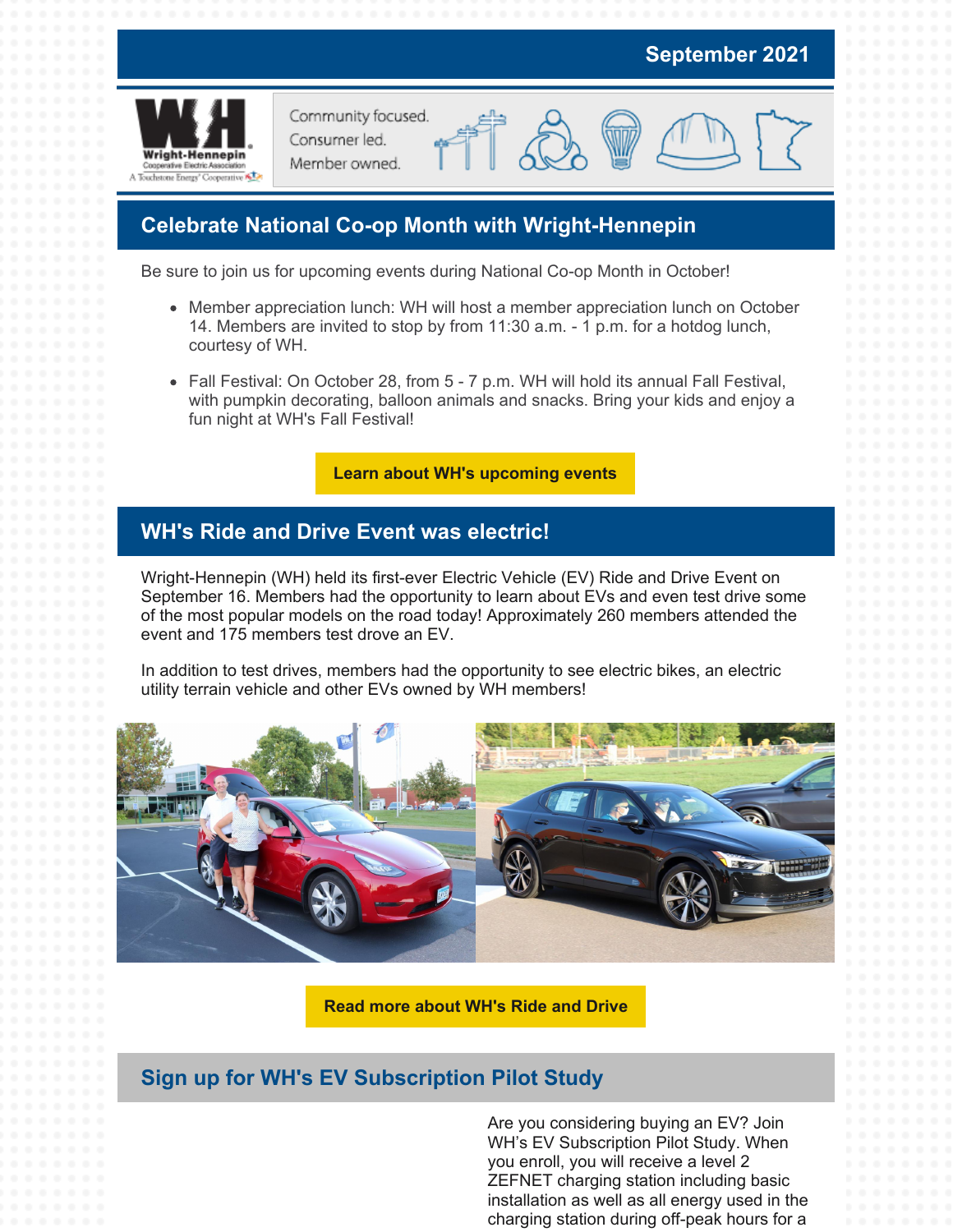September 2021

Wright-Hennepin Cooperative Electric Association

A Touchstone Energy® Cooperative

Community focused.
Consumer led.
Member owned.

## Celebrate National Co-op Month with Wright-Hennepin

Be sure to join us for upcoming events during National Co-op Month in October!

- Member appreciation lunch: WH will host a member appreciation lunch on October 14. Members are invited to stop by from 11:30 a.m. - 1 p.m. for a hotdog lunch, courtesy of WH.
- Fall Festival: On October 28, from 5 - 7 p.m. WH will hold its annual Fall Festival, with pumpkin decorating, balloon animals and snacks. Bring your kids and enjoy a fun night at WH's Fall Festival!

**Learn about WH's upcoming events**

## WH's Ride and Drive Event was electric!

Wright-Hennepin (WH) held its first-ever Electric Vehicle (EV) Ride and Drive Event on September 16. Members had the opportunity to learn about EVs and even test drive some of the most popular models on the road today! Approximately 260 members attended the event and 175 members test drove an EV.

In addition to test drives, members had the opportunity to see electric bikes, an electric utility terrain vehicle and other EVs owned by WH members!

**Read more about WH's Ride and Drive**

## Sign up for WH's EV Subscription Pilot Study

Are you considering buying an EV? Join WH's EV Subscription Pilot Study. When you enroll, you will receive a level 2 ZEFNET charging station including basic installation as well as all energy used in the charging station during off-peak hours for a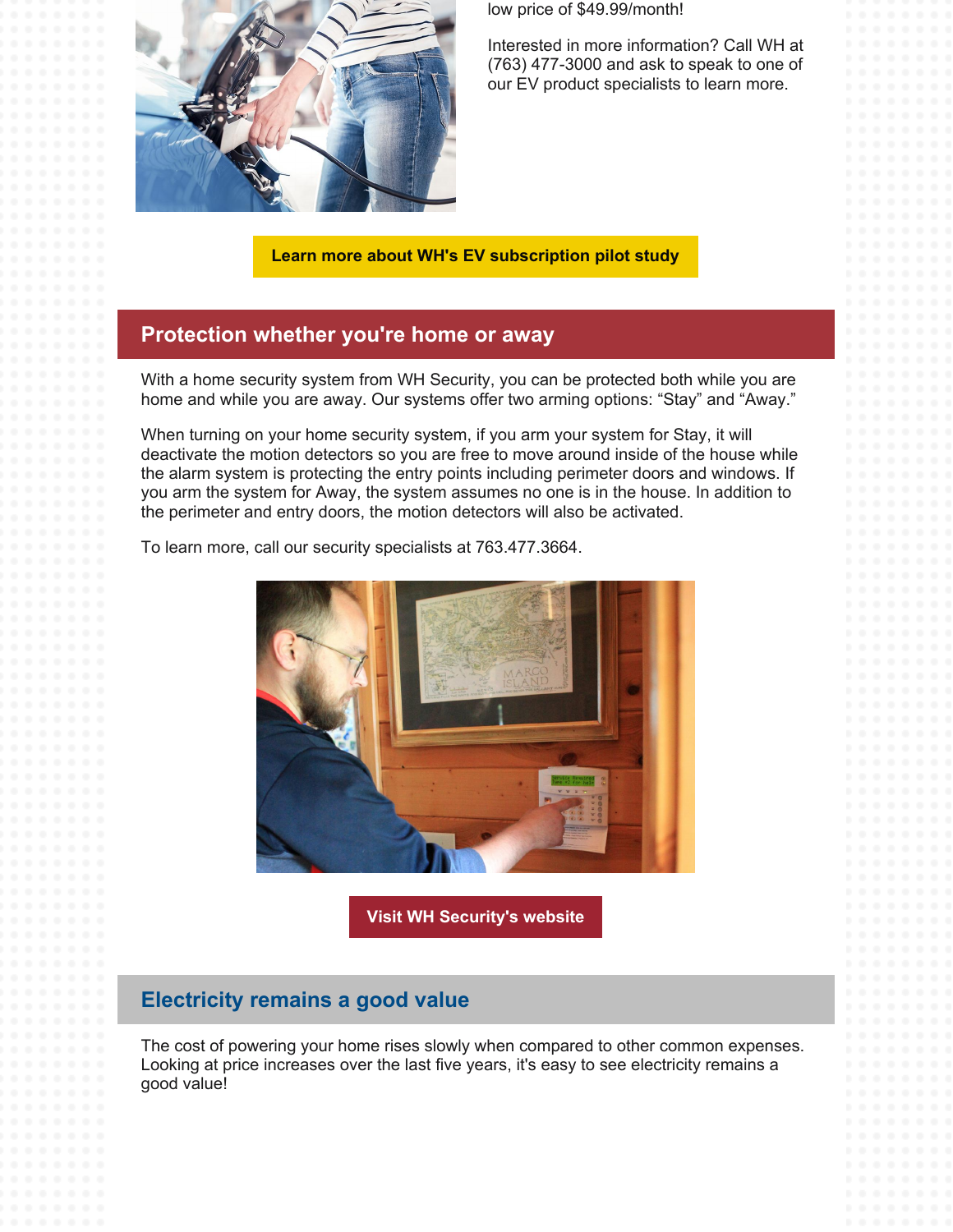low price of $49.99/month!

Interested in more information? Call WH at (763) 477-3000 and ask to speak to one of our EV product specialists to learn more.

**Learn more about WH's EV subscription pilot study**

## Protection whether you're home or away

With a home security system from WH Security, you can be protected both while you are home and while you are away. Our systems offer two arming options: “Stay” and “Away.”

When turning on your home security system, if you arm your system for Stay, it will deactivate the motion detectors so you are free to move around inside of the house while the alarm system is protecting the entry points including perimeter doors and windows. If you arm the system for Away, the system assumes no one is in the house. In addition to the perimeter and entry doors, the motion detectors will also be activated.

To learn more, call our security specialists at 763.477.3664.

**Visit WH Security's website**

## Electricity remains a good value

The cost of powering your home rises slowly when compared to other common expenses. Looking at price increases over the last five years, it's easy to see electricity remains a good value!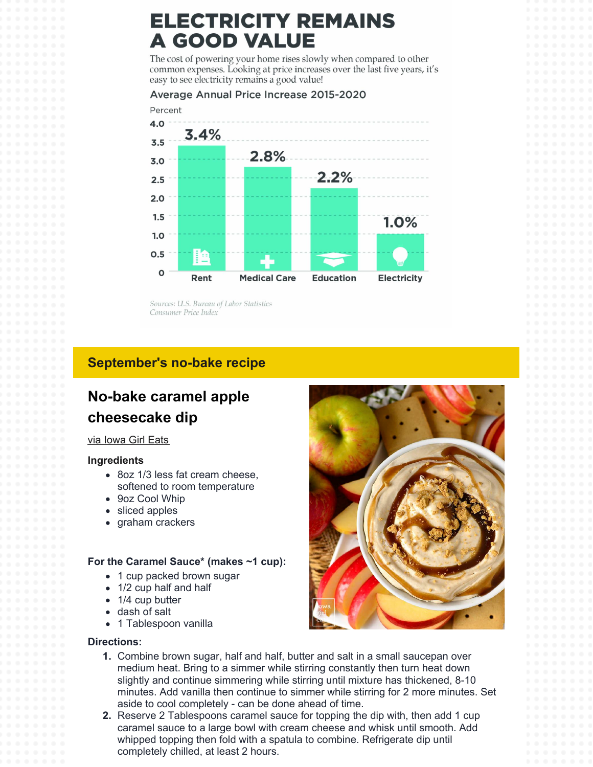# ELECTRICITY REMAINS A GOOD VALUE

The cost of powering your home rises slowly when compared to other common expenses. Looking at price increases over the last five years, it's easy to see electricity remains a good value!

**Average Annual Price Increase 2015-2020**

| Category | Percent |
| --- | --- |
| Rent | 3.4% |
| Medical Care | 2.8% |
| Education | 2.2% |
| Electricity | 1.0% |

*Sources: U.S. Bureau of Labor Statistics Consumer Price Index*

## September's no-bake recipe

### No-bake caramel apple cheesecake dip

via Iowa Girl Eats

**Ingredients**

- 8oz 1/3 less fat cream cheese, softened to room temperature
- 9oz Cool Whip
- sliced apples
- graham crackers

**For the Caramel Sauce* (makes ~1 cup):**

- 1 cup packed brown sugar
- 1/2 cup half and half
- 1/4 cup butter
- dash of salt
- 1 Tablespoon vanilla

**Directions:**

1. Combine brown sugar, half and half, butter and salt in a small saucepan over medium heat. Bring to a simmer while stirring constantly then turn heat down slightly and continue simmering while stirring until mixture has thickened, 8-10 minutes. Add vanilla then continue to simmer while stirring for 2 more minutes. Set aside to cool completely - can be done ahead of time.
2. Reserve 2 Tablespoons caramel sauce for topping the dip with, then add 1 cup caramel sauce to a large bowl with cream cheese and whisk until smooth. Add whipped topping then fold with a spatula to combine. Refrigerate dip until completely chilled, at least 2 hours.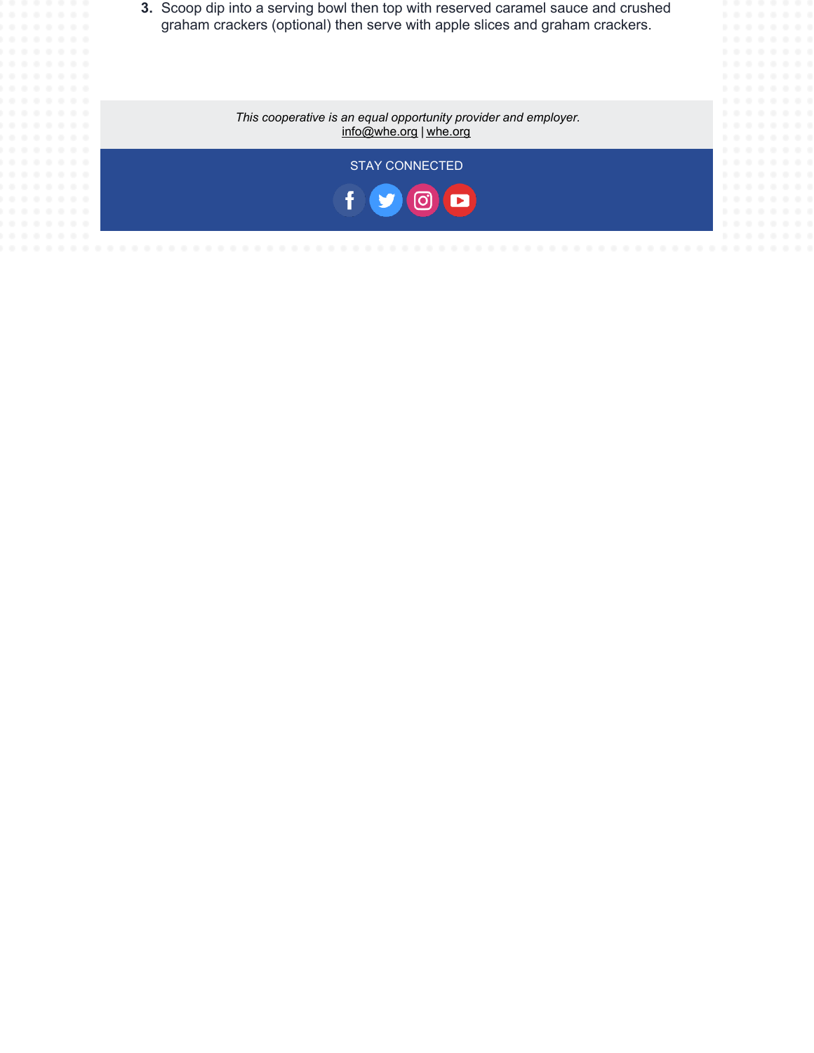3. Scoop dip into a serving bowl then top with reserved caramel sauce and crushed graham crackers (optional) then serve with apple slices and graham crackers.

*This cooperative is an equal opportunity provider and employer.*
info@whe.org | whe.org

STAY CONNECTED